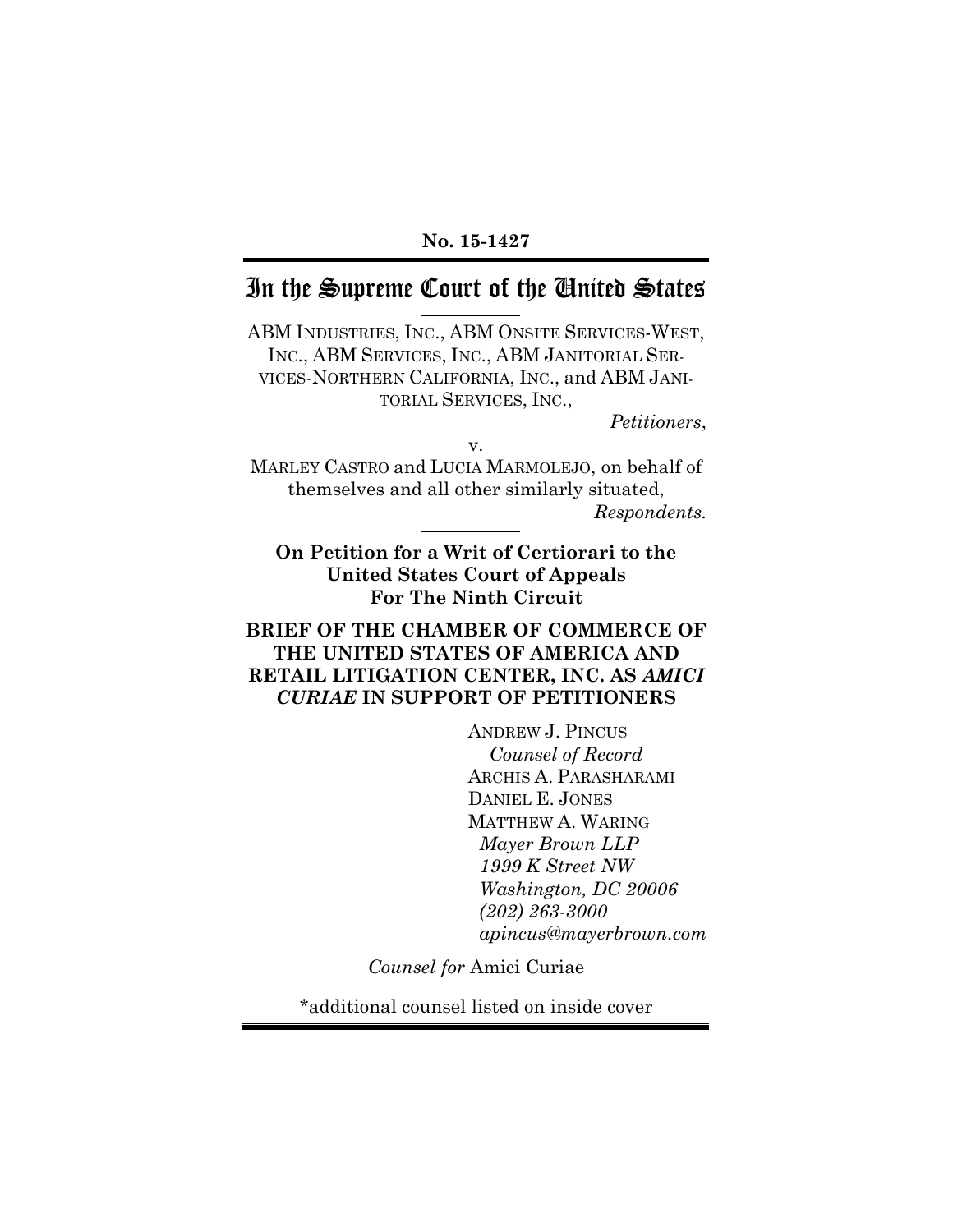**No. 15-1427**

# In the Supreme Court of the United States

ABM INDUSTRIES, INC., ABM ONSITE SERVICES-WEST, INC., ABM SERVICES, INC., ABM JANITORIAL SERVICES-NORTHERN CALIFORNIA, INC., and ABM JANITORIAL SERVICES, INC.,

*Petitioners*,

v.

MARLEY CASTRO and LUCIA MARMOLEJO, on behalf of themselves and all other similarly situated,

*Respondents.*

**On Petition for a Writ of Certiorari to the United States Court of Appeals For The Ninth Circuit**

**BRIEF OF THE CHAMBER OF COMMERCE OF THE UNITED STATES OF AMERICA AND RETAIL LITIGATION CENTER, INC. AS *AMICI CURIAE* IN SUPPORT OF PETITIONERS**

ANDREW J. PINCUS
*Counsel of Record*
ARCHIS A. PARASHARAMI
DANIEL E. JONES
MATTHEW A. WARING
*Mayer Brown LLP*
*1999 K Street NW*
*Washington, DC 20006*
*(202) 263-3000*
*apincus@mayerbrown.com*

*Counsel for* Amici Curiae

*additional counsel listed on inside cover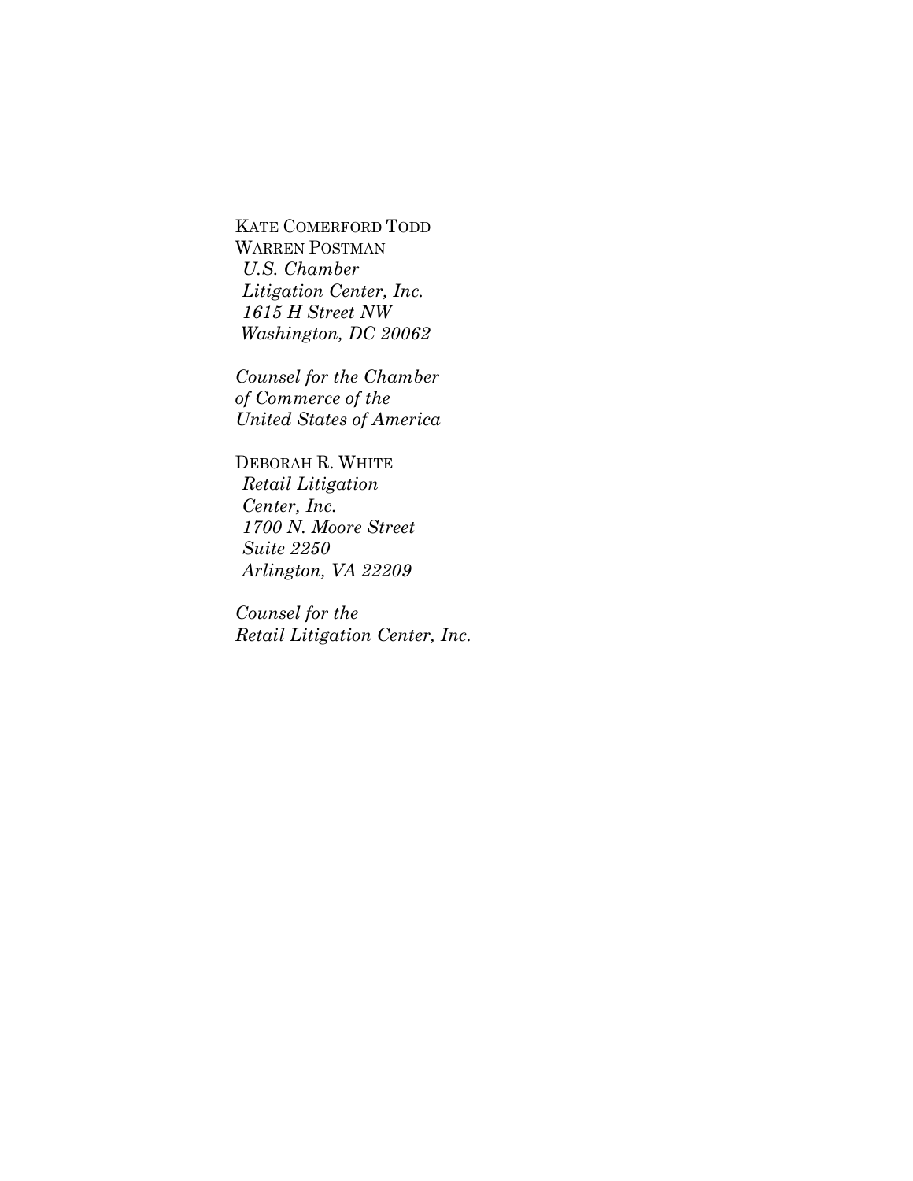KATE COMERFORD TODD
WARREN POSTMAN
*U.S. Chamber*
*Litigation Center, Inc.*
*1615 H Street NW*
*Washington, DC 20062*

*Counsel for the Chamber of Commerce of the United States of America*

DEBORAH R. WHITE
*Retail Litigation*
*Center, Inc.*
*1700 N. Moore Street*
*Suite 2250*
*Arlington, VA 22209*

*Counsel for the Retail Litigation Center, Inc.*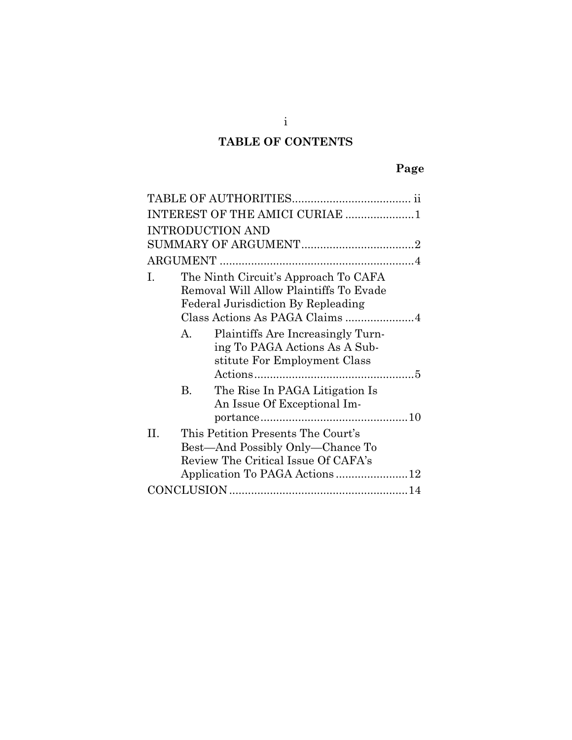## TABLE OF CONTENTS

| | Page |
|---|---|
| TABLE OF AUTHORITIES | ii |
| INTEREST OF THE AMICI CURIAE | 1 |
| INTRODUCTION AND SUMMARY OF ARGUMENT | 2 |
| ARGUMENT | 4 |
| I. The Ninth Circuit's Approach To CAFA Removal Will Allow Plaintiffs To Evade Federal Jurisdiction By Repleading Class Actions As PAGA Claims | 4 |
| A. Plaintiffs Are Increasingly Turning To PAGA Actions As A Substitute For Employment Class Actions | 5 |
| B. The Rise In PAGA Litigation Is An Issue Of Exceptional Importance | 10 |
| II. This Petition Presents The Court's Best—And Possibly Only—Chance To Review The Critical Issue Of CAFA's Application To PAGA Actions | 12 |
| CONCLUSION | 14 |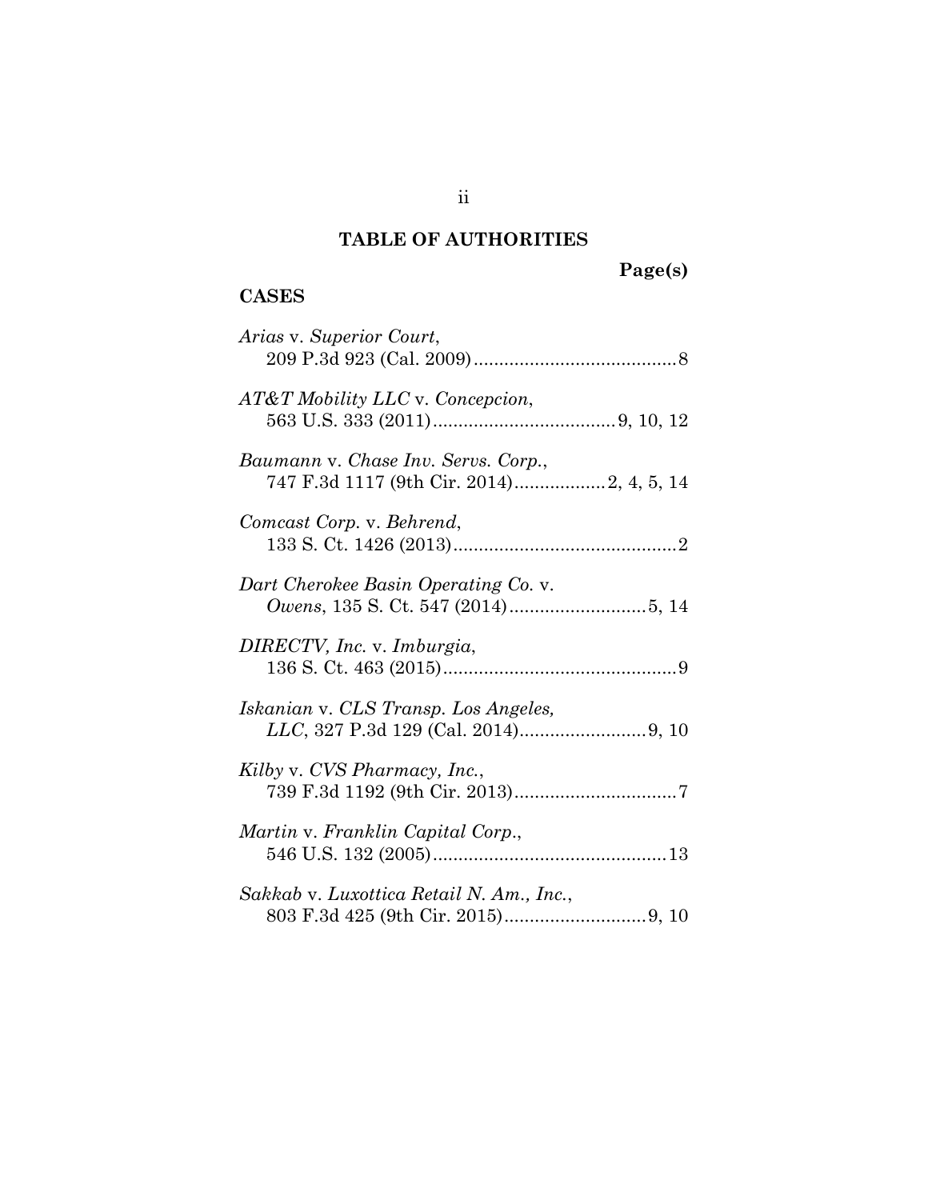# TABLE OF AUTHORITIES

**Page(s)**

**CASES**

*Arias* v. *Superior Court*,
209 P.3d 923 (Cal. 2009)........................................8

*AT&T Mobility LLC* v. *Concepcion*,
563 U.S. 333 (2011)....................................9, 10, 12

*Baumann* v. *Chase Inv. Servs. Corp.*,
747 F.3d 1117 (9th Cir. 2014)..................2, 4, 5, 14

*Comcast Corp.* v. *Behrend*,
133 S. Ct. 1426 (2013)............................................2

*Dart Cherokee Basin Operating Co.* v.
*Owens*, 135 S. Ct. 547 (2014)...........................5, 14

*DIRECTV, Inc.* v. *Imburgia*,
136 S. Ct. 463 (2015)..............................................9

*Iskanian* v. *CLS Transp. Los Angeles,*
*LLC*, 327 P.3d 129 (Cal. 2014).........................9, 10

*Kilby* v. *CVS Pharmacy, Inc.*,
739 F.3d 1192 (9th Cir. 2013)................................7

*Martin* v. *Franklin Capital Corp.*,
546 U.S. 132 (2005)..............................................13

*Sakkab* v. *Luxottica Retail N. Am., Inc.*,
803 F.3d 425 (9th Cir. 2015)............................9, 10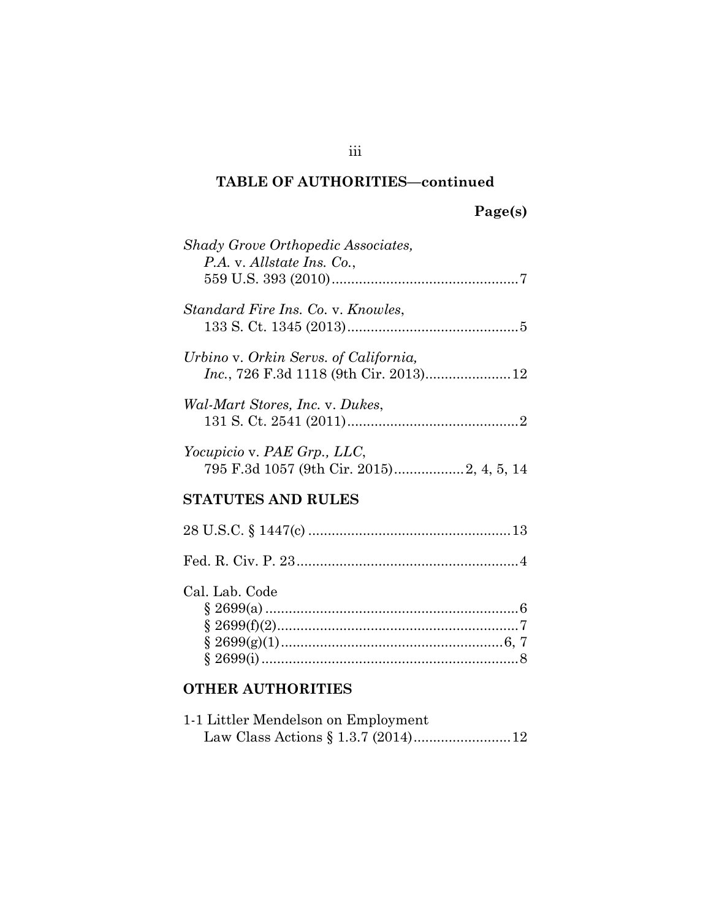## TABLE OF AUTHORITIES—continued

**Page(s)**

*Shady Grove Orthopedic Associates, P.A.* v. *Allstate Ins. Co.*, 559 U.S. 393 (2010) ........ 7

*Standard Fire Ins. Co.* v. *Knowles*, 133 S. Ct. 1345 (2013) ........ 5

*Urbino* v. *Orkin Servs. of California, Inc.*, 726 F.3d 1118 (9th Cir. 2013) ........ 12

*Wal-Mart Stores, Inc.* v. *Dukes*, 131 S. Ct. 2541 (2011) ........ 2

*Yocupicio* v. *PAE Grp., LLC*, 795 F.3d 1057 (9th Cir. 2015) ........ 2, 4, 5, 14

## STATUTES AND RULES

28 U.S.C. § 1447(c) ........ 13

Fed. R. Civ. P. 23 ........ 4

Cal. Lab. Code
- § 2699(a) ........ 6
- § 2699(f)(2) ........ 7
- § 2699(g)(1) ........ 6, 7
- § 2699(i) ........ 8

## OTHER AUTHORITIES

1-1 Littler Mendelson on Employment Law Class Actions § 1.3.7 (2014) ........ 12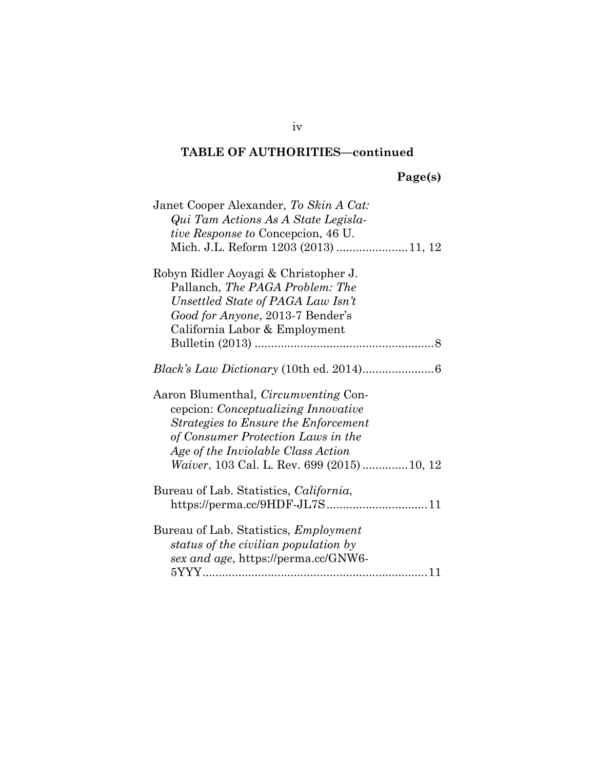**TABLE OF AUTHORITIES—continued**

**Page(s)**

Janet Cooper Alexander, *To Skin A Cat: Qui Tam Actions As A State Legislative Response to* Concepcion, 46 U. Mich. J.L. Reform 1203 (2013) ...................... 11, 12

Robyn Ridler Aoyagi & Christopher J. Pallanch, *The PAGA Problem: The Unsettled State of PAGA Law Isn't Good for Anyone*, 2013-7 Bender's California Labor & Employment Bulletin (2013) ....................................................... 8

*Black's Law Dictionary* (10th ed. 2014)...................... 6

Aaron Blumenthal, *Circumventing* Concepcion: *Conceptualizing Innovative Strategies to Ensure the Enforcement of Consumer Protection Laws in the Age of the Inviolable Class Action Waiver*, 103 Cal. L. Rev. 699 (2015) ............. 10, 12

Bureau of Lab. Statistics, *California*, https://perma.cc/9HDF-JL7S ............................... 11

Bureau of Lab. Statistics, *Employment status of the civilian population by sex and age*, https://perma.cc/GNW6-5YYY..................................................................... 11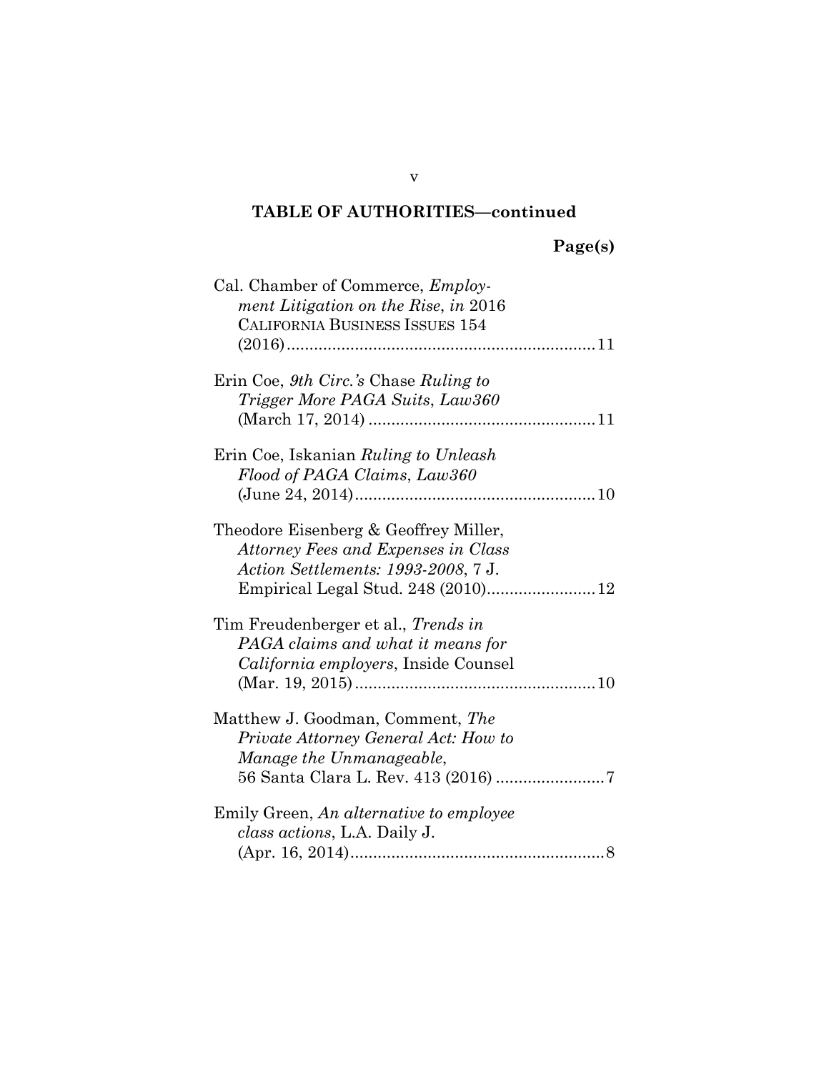**TABLE OF AUTHORITIES—continued**

**Page(s)**

Cal. Chamber of Commerce, *Employment Litigation on the Rise*, *in* 2016 CALIFORNIA BUSINESS ISSUES 154 (2016) .................................................................. 11

Erin Coe, *9th Circ.'s* Chase *Ruling to Trigger More PAGA Suits*, *Law360* (March 17, 2014) ................................................ 11

Erin Coe, Iskanian *Ruling to Unleash Flood of PAGA Claims*, *Law360* (June 24, 2014) .................................................... 10

Theodore Eisenberg & Geoffrey Miller, *Attorney Fees and Expenses in Class Action Settlements: 1993-2008*, 7 J. Empirical Legal Stud. 248 (2010) ........................ 12

Tim Freudenberger et al., *Trends in PAGA claims and what it means for California employers*, Inside Counsel (Mar. 19, 2015) .................................................... 10

Matthew J. Goodman, Comment, *The Private Attorney General Act: How to Manage the Unmanageable*, 56 Santa Clara L. Rev. 413 (2016) ........................ 7

Emily Green, *An alternative to employee class actions*, L.A. Daily J. (Apr. 16, 2014) ....................................................... 8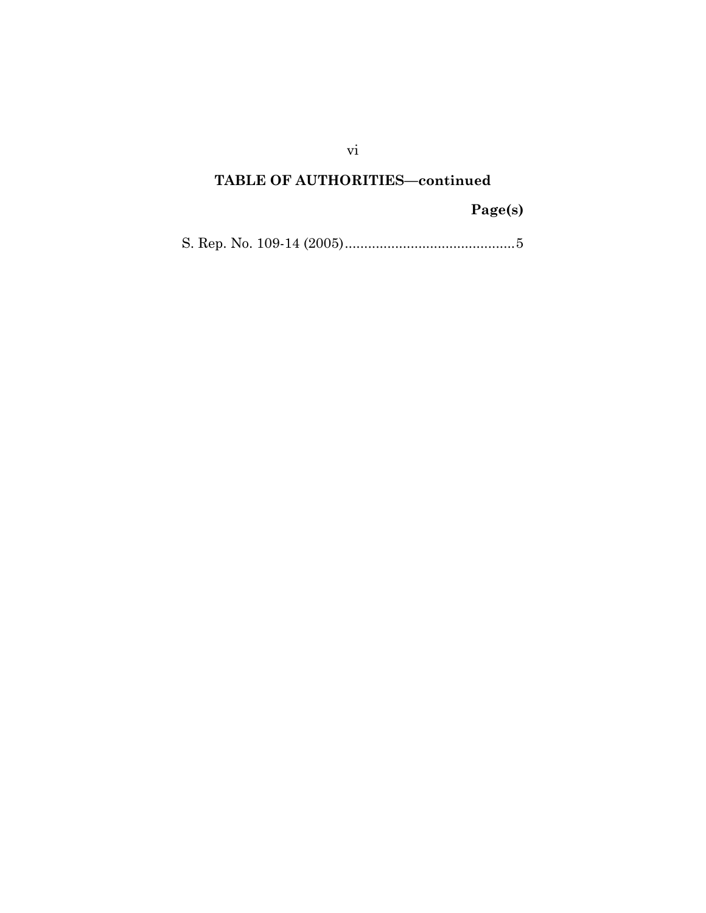**TABLE OF AUTHORITIES—continued**

**Page(s)**

S. Rep. No. 109-14 (2005).............................................5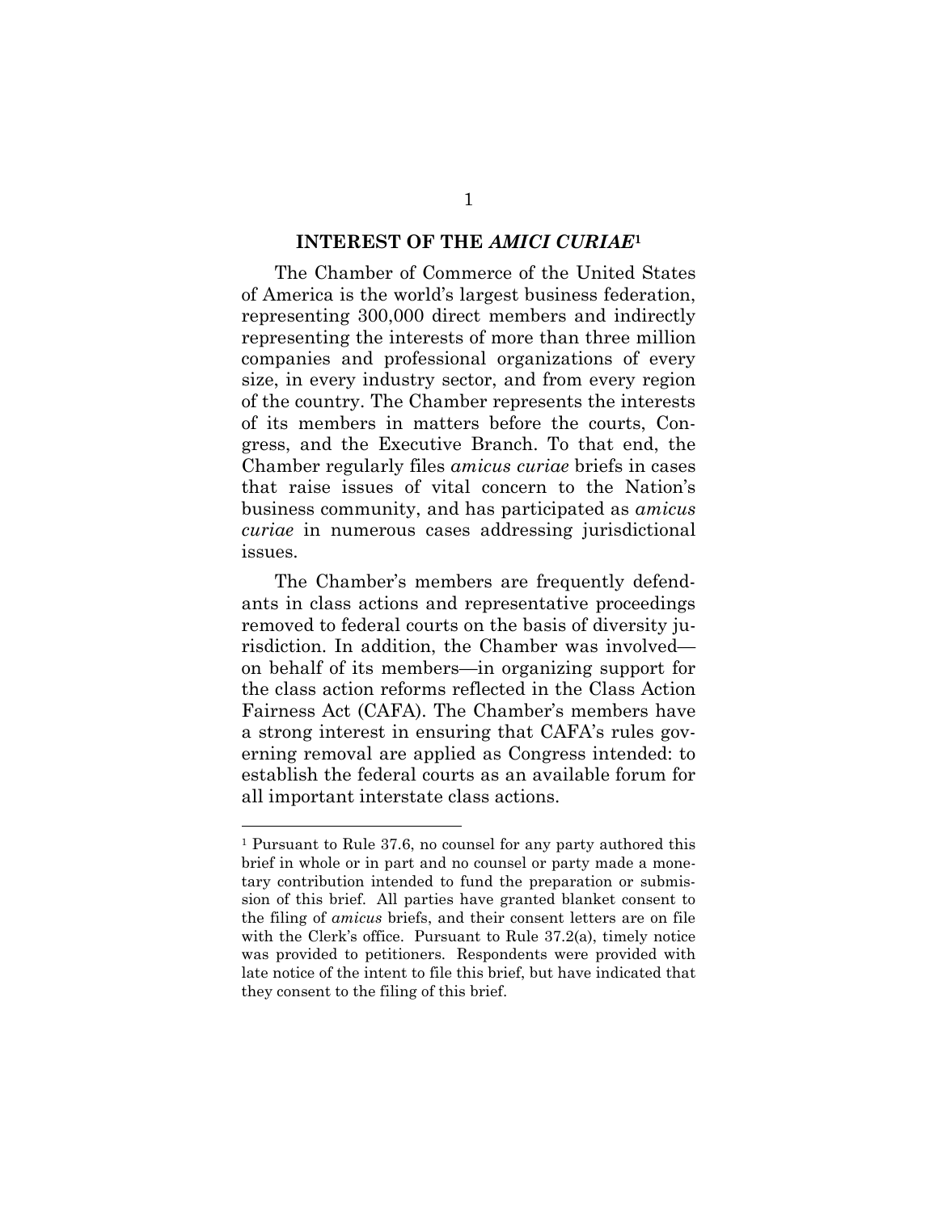## INTEREST OF THE *AMICI CURIAE*[1]

The Chamber of Commerce of the United States of America is the world's largest business federation, representing 300,000 direct members and indirectly representing the interests of more than three million companies and professional organizations of every size, in every industry sector, and from every region of the country. The Chamber represents the interests of its members in matters before the courts, Congress, and the Executive Branch. To that end, the Chamber regularly files *amicus curiae* briefs in cases that raise issues of vital concern to the Nation's business community, and has participated as *amicus curiae* in numerous cases addressing jurisdictional issues.

The Chamber's members are frequently defendants in class actions and representative proceedings removed to federal courts on the basis of diversity jurisdiction. In addition, the Chamber was involved—on behalf of its members—in organizing support for the class action reforms reflected in the Class Action Fairness Act (CAFA). The Chamber's members have a strong interest in ensuring that CAFA's rules governing removal are applied as Congress intended: to establish the federal courts as an available forum for all important interstate class actions.

---

[1] Pursuant to Rule 37.6, no counsel for any party authored this brief in whole or in part and no counsel or party made a monetary contribution intended to fund the preparation or submission of this brief. All parties have granted blanket consent to the filing of *amicus* briefs, and their consent letters are on file with the Clerk's office. Pursuant to Rule 37.2(a), timely notice was provided to petitioners. Respondents were provided with late notice of the intent to file this brief, but have indicated that they consent to the filing of this brief.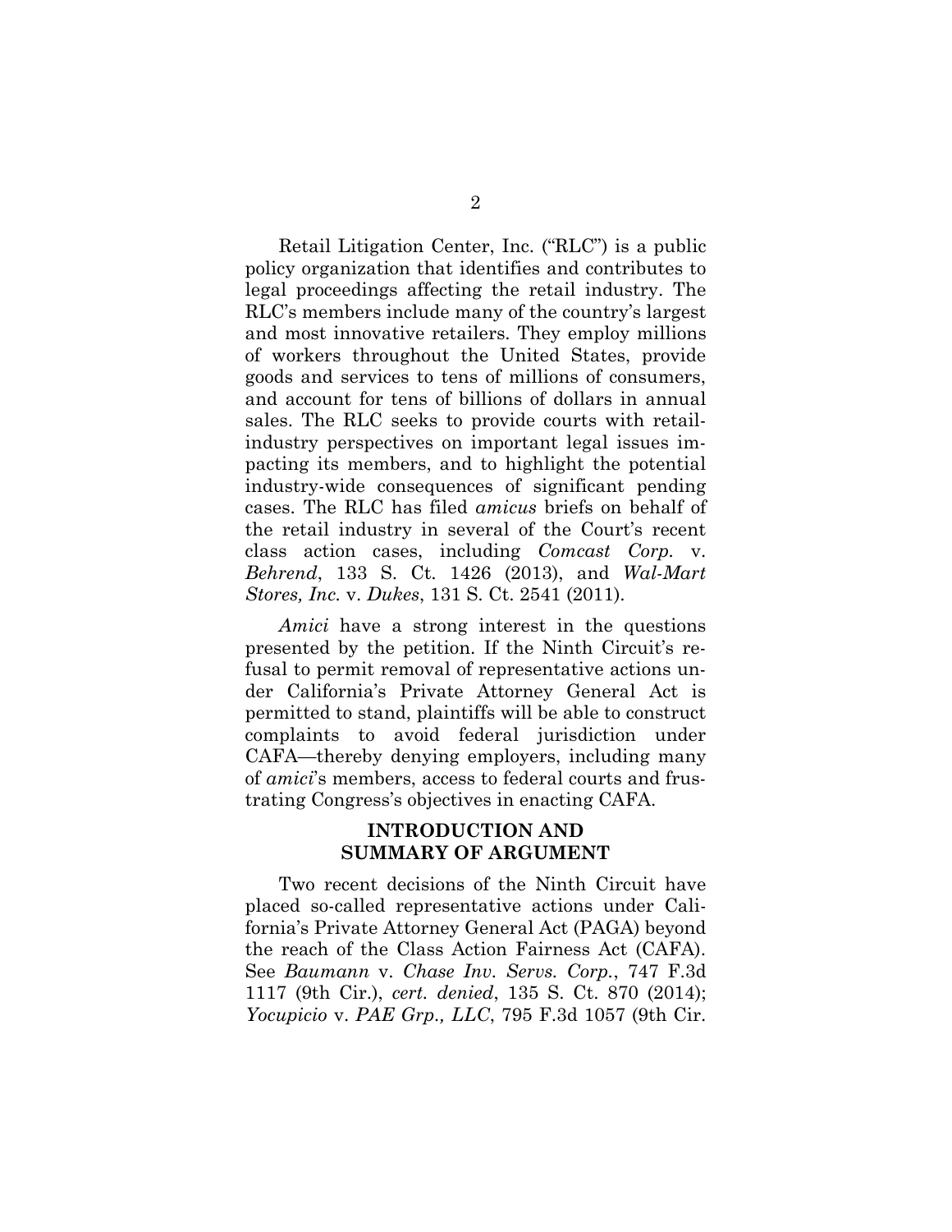Retail Litigation Center, Inc. ("RLC") is a public policy organization that identifies and contributes to legal proceedings affecting the retail industry. The RLC's members include many of the country's largest and most innovative retailers. They employ millions of workers throughout the United States, provide goods and services to tens of millions of consumers, and account for tens of billions of dollars in annual sales. The RLC seeks to provide courts with retail-industry perspectives on important legal issues impacting its members, and to highlight the potential industry-wide consequences of significant pending cases. The RLC has filed *amicus* briefs on behalf of the retail industry in several of the Court's recent class action cases, including *Comcast Corp.* v. *Behrend*, 133 S. Ct. 1426 (2013), and *Wal-Mart Stores, Inc.* v. *Dukes*, 131 S. Ct. 2541 (2011).

*Amici* have a strong interest in the questions presented by the petition. If the Ninth Circuit's refusal to permit removal of representative actions under California's Private Attorney General Act is permitted to stand, plaintiffs will be able to construct complaints to avoid federal jurisdiction under CAFA—thereby denying employers, including many of *amici*'s members, access to federal courts and frustrating Congress's objectives in enacting CAFA.

## INTRODUCTION AND SUMMARY OF ARGUMENT

Two recent decisions of the Ninth Circuit have placed so-called representative actions under California's Private Attorney General Act (PAGA) beyond the reach of the Class Action Fairness Act (CAFA). See *Baumann* v. *Chase Inv. Servs. Corp.*, 747 F.3d 1117 (9th Cir.), *cert. denied*, 135 S. Ct. 870 (2014); *Yocupicio* v. *PAE Grp., LLC*, 795 F.3d 1057 (9th Cir.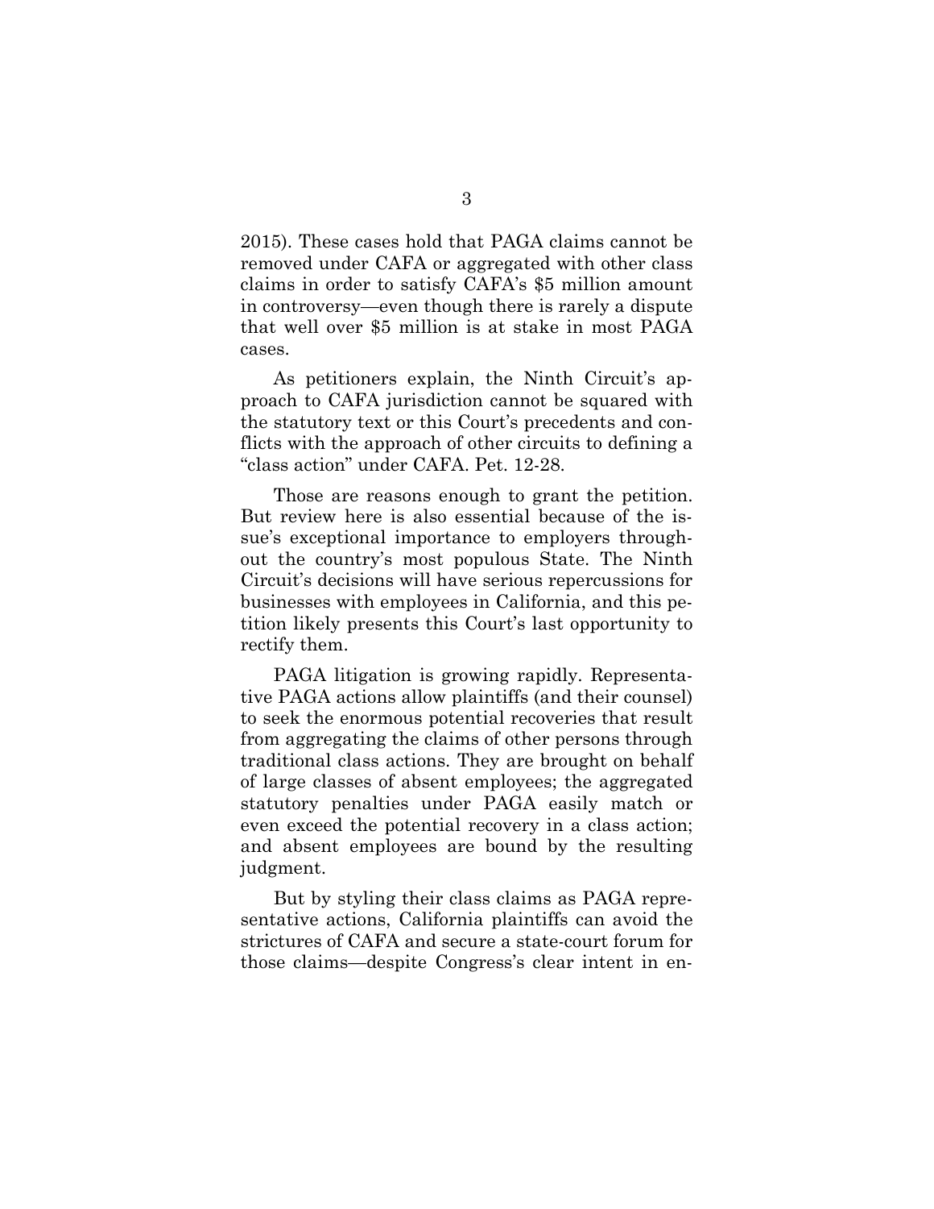2015). These cases hold that PAGA claims cannot be removed under CAFA or aggregated with other class claims in order to satisfy CAFA's $5 million amount in controversy—even though there is rarely a dispute that well over $5 million is at stake in most PAGA cases.

As petitioners explain, the Ninth Circuit's approach to CAFA jurisdiction cannot be squared with the statutory text or this Court's precedents and conflicts with the approach of other circuits to defining a "class action" under CAFA. Pet. 12-28.

Those are reasons enough to grant the petition. But review here is also essential because of the issue's exceptional importance to employers throughout the country's most populous State. The Ninth Circuit's decisions will have serious repercussions for businesses with employees in California, and this petition likely presents this Court's last opportunity to rectify them.

PAGA litigation is growing rapidly. Representative PAGA actions allow plaintiffs (and their counsel) to seek the enormous potential recoveries that result from aggregating the claims of other persons through traditional class actions. They are brought on behalf of large classes of absent employees; the aggregated statutory penalties under PAGA easily match or even exceed the potential recovery in a class action; and absent employees are bound by the resulting judgment.

But by styling their class claims as PAGA representative actions, California plaintiffs can avoid the strictures of CAFA and secure a state-court forum for those claims—despite Congress's clear intent in en-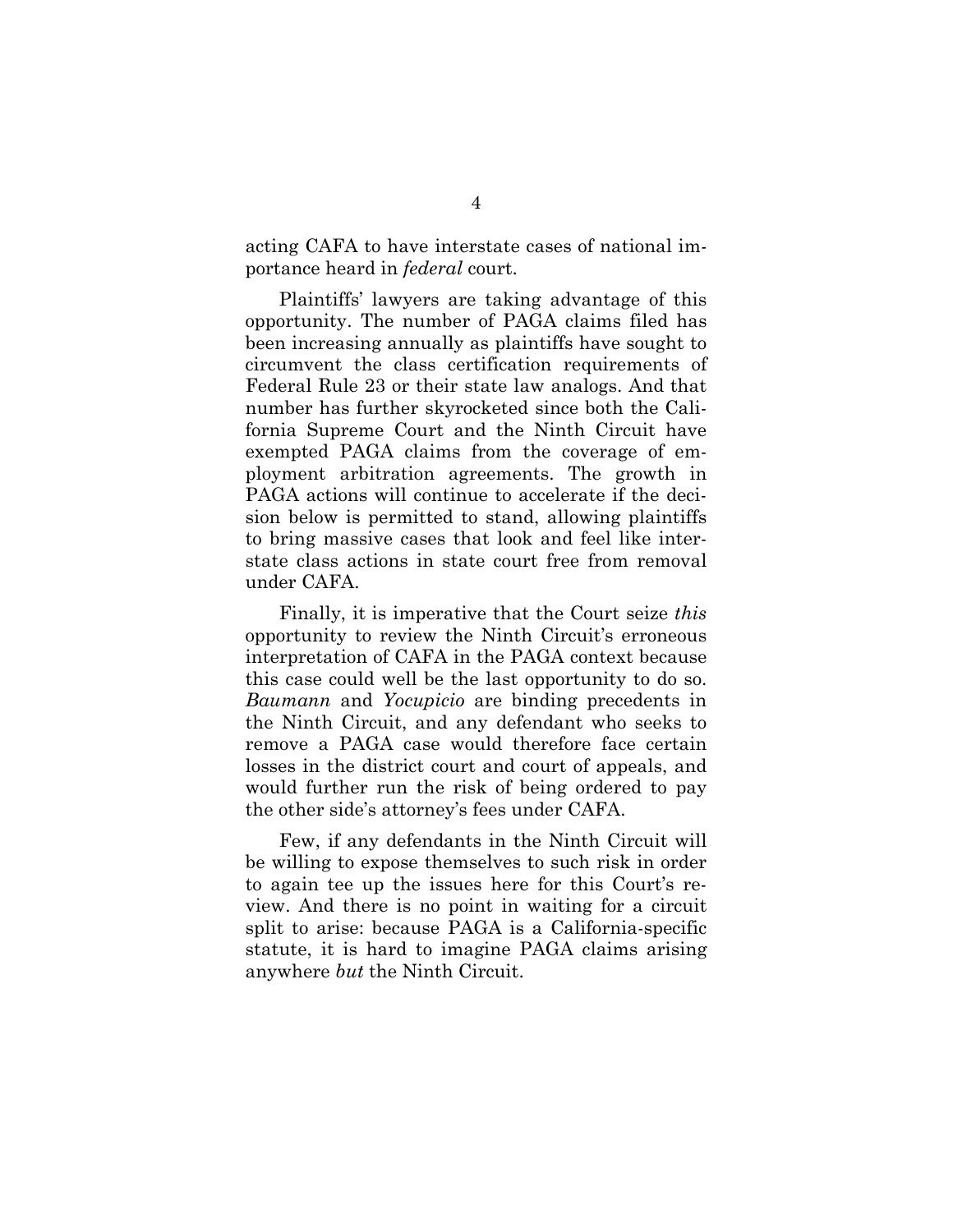acting CAFA to have interstate cases of national importance heard in *federal* court.

Plaintiffs' lawyers are taking advantage of this opportunity. The number of PAGA claims filed has been increasing annually as plaintiffs have sought to circumvent the class certification requirements of Federal Rule 23 or their state law analogs. And that number has further skyrocketed since both the California Supreme Court and the Ninth Circuit have exempted PAGA claims from the coverage of employment arbitration agreements. The growth in PAGA actions will continue to accelerate if the decision below is permitted to stand, allowing plaintiffs to bring massive cases that look and feel like interstate class actions in state court free from removal under CAFA.

Finally, it is imperative that the Court seize *this* opportunity to review the Ninth Circuit's erroneous interpretation of CAFA in the PAGA context because this case could well be the last opportunity to do so. *Baumann* and *Yocupicio* are binding precedents in the Ninth Circuit, and any defendant who seeks to remove a PAGA case would therefore face certain losses in the district court and court of appeals, and would further run the risk of being ordered to pay the other side's attorney's fees under CAFA.

Few, if any defendants in the Ninth Circuit will be willing to expose themselves to such risk in order to again tee up the issues here for this Court's review. And there is no point in waiting for a circuit split to arise: because PAGA is a California-specific statute, it is hard to imagine PAGA claims arising anywhere *but* the Ninth Circuit.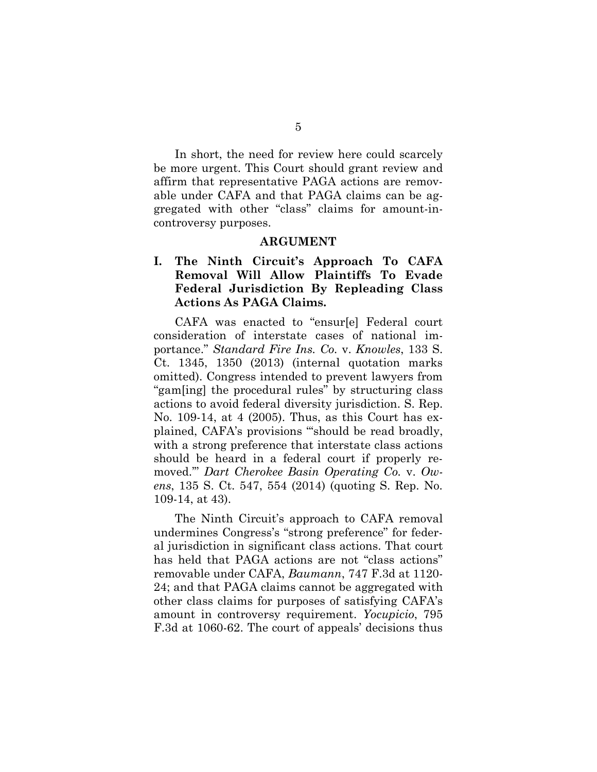In short, the need for review here could scarcely be more urgent. This Court should grant review and affirm that representative PAGA actions are removable under CAFA and that PAGA claims can be aggregated with other "class" claims for amount-in-controversy purposes.

## ARGUMENT

### I. The Ninth Circuit's Approach To CAFA Removal Will Allow Plaintiffs To Evade Federal Jurisdiction By Repleading Class Actions As PAGA Claims.

CAFA was enacted to "ensur[e] Federal court consideration of interstate cases of national importance." *Standard Fire Ins. Co.* v. *Knowles*, 133 S. Ct. 1345, 1350 (2013) (internal quotation marks omitted). Congress intended to prevent lawyers from "gam[ing] the procedural rules" by structuring class actions to avoid federal diversity jurisdiction. S. Rep. No. 109-14, at 4 (2005). Thus, as this Court has explained, CAFA's provisions "'should be read broadly, with a strong preference that interstate class actions should be heard in a federal court if properly removed.'" *Dart Cherokee Basin Operating Co.* v. *Owens*, 135 S. Ct. 547, 554 (2014) (quoting S. Rep. No. 109-14, at 43).

The Ninth Circuit's approach to CAFA removal undermines Congress's "strong preference" for federal jurisdiction in significant class actions. That court has held that PAGA actions are not "class actions" removable under CAFA, *Baumann*, 747 F.3d at 1120-24; and that PAGA claims cannot be aggregated with other class claims for purposes of satisfying CAFA's amount in controversy requirement. *Yocupicio*, 795 F.3d at 1060-62. The court of appeals' decisions thus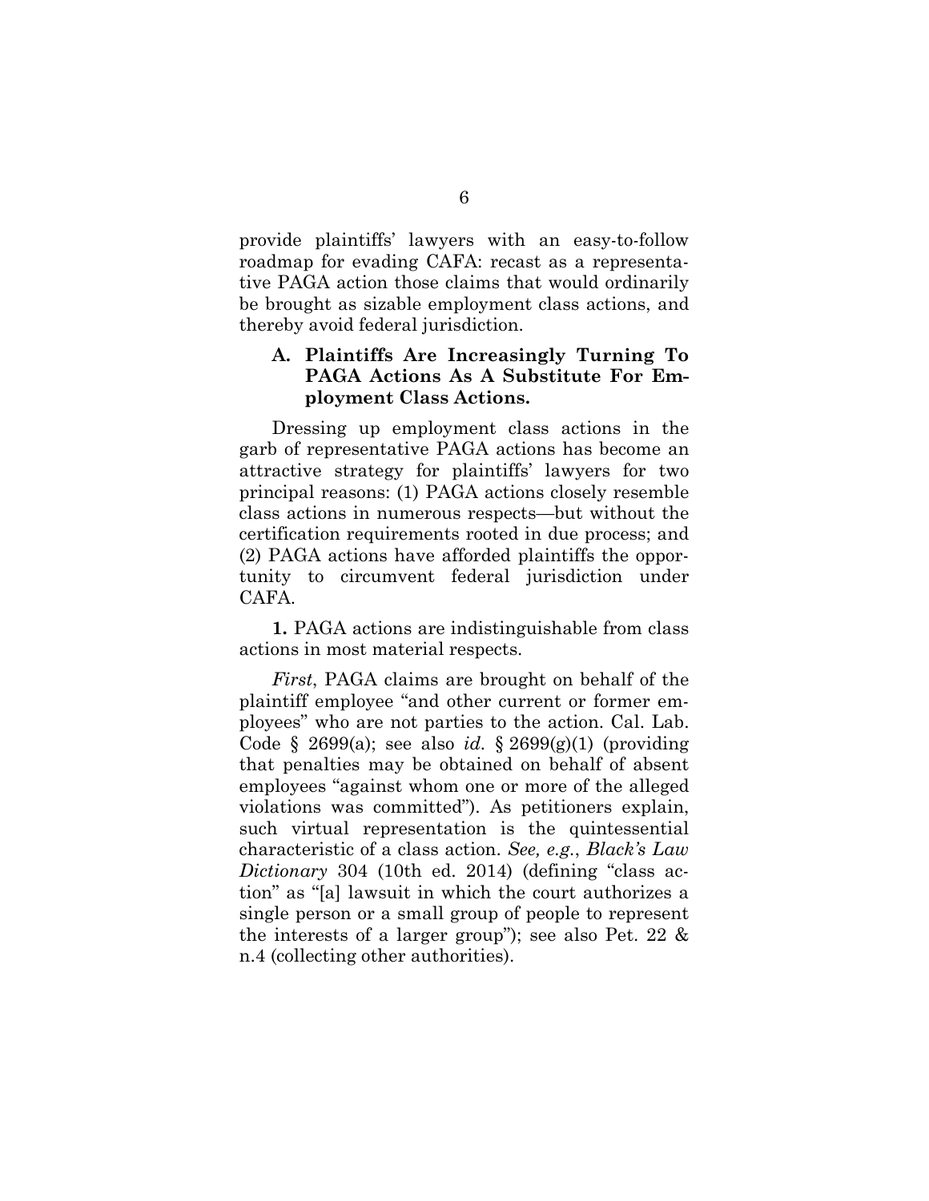provide plaintiffs' lawyers with an easy-to-follow roadmap for evading CAFA: recast as a representative PAGA action those claims that would ordinarily be brought as sizable employment class actions, and thereby avoid federal jurisdiction.

### A. Plaintiffs Are Increasingly Turning To PAGA Actions As A Substitute For Employment Class Actions.

Dressing up employment class actions in the garb of representative PAGA actions has become an attractive strategy for plaintiffs' lawyers for two principal reasons: (1) PAGA actions closely resemble class actions in numerous respects—but without the certification requirements rooted in due process; and (2) PAGA actions have afforded plaintiffs the opportunity to circumvent federal jurisdiction under CAFA.

**1.** PAGA actions are indistinguishable from class actions in most material respects.

*First*, PAGA claims are brought on behalf of the plaintiff employee "and other current or former employees" who are not parties to the action. Cal. Lab. Code § 2699(a); see also *id.* § 2699(g)(1) (providing that penalties may be obtained on behalf of absent employees "against whom one or more of the alleged violations was committed"). As petitioners explain, such virtual representation is the quintessential characteristic of a class action. *See, e.g.*, *Black's Law Dictionary* 304 (10th ed. 2014) (defining "class action" as "[a] lawsuit in which the court authorizes a single person or a small group of people to represent the interests of a larger group"); see also Pet. 22 & n.4 (collecting other authorities).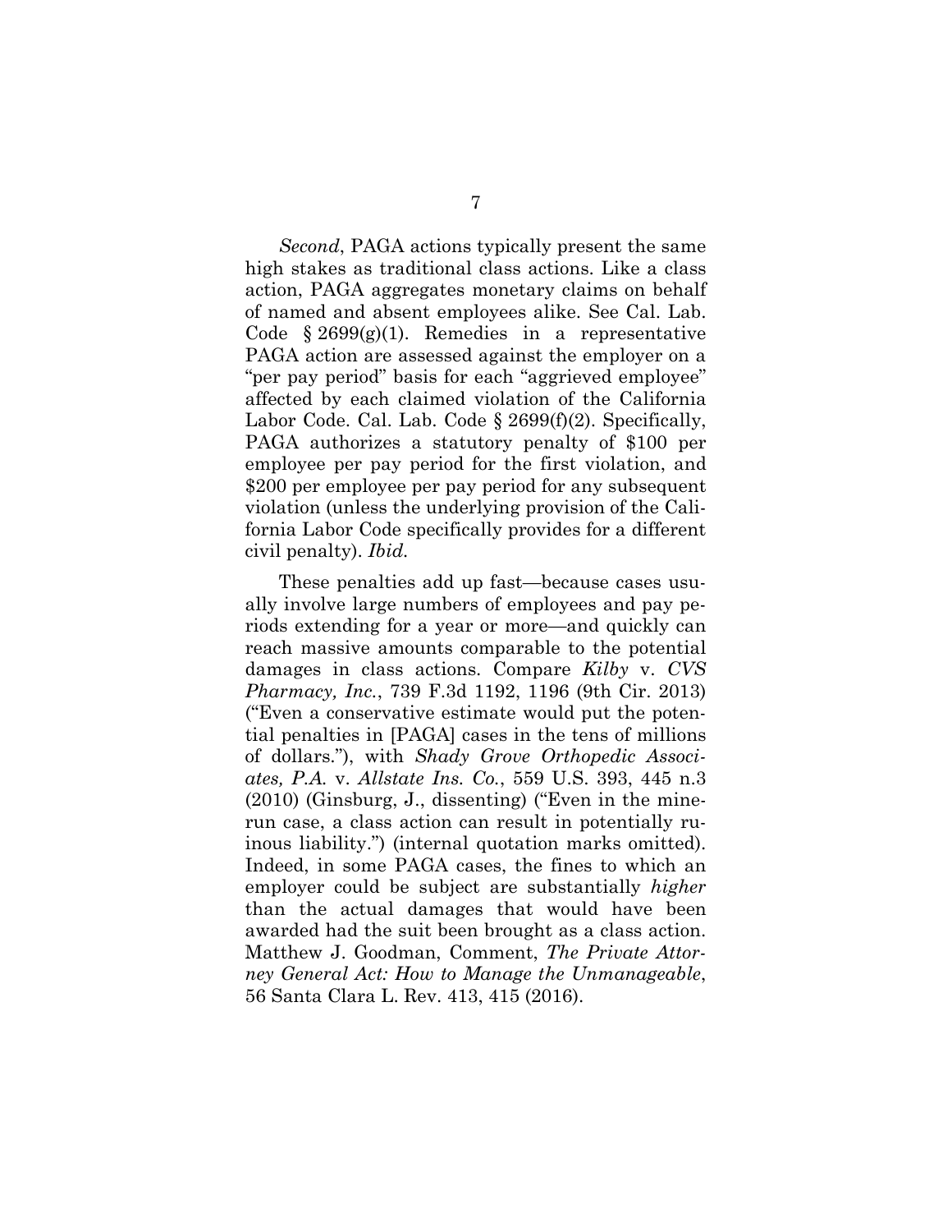*Second*, PAGA actions typically present the same high stakes as traditional class actions. Like a class action, PAGA aggregates monetary claims on behalf of named and absent employees alike. See Cal. Lab. Code § 2699(g)(1). Remedies in a representative PAGA action are assessed against the employer on a "per pay period" basis for each "aggrieved employee" affected by each claimed violation of the California Labor Code. Cal. Lab. Code § 2699(f)(2). Specifically, PAGA authorizes a statutory penalty of $100 per employee per pay period for the first violation, and $200 per employee per pay period for any subsequent violation (unless the underlying provision of the California Labor Code specifically provides for a different civil penalty). *Ibid.*

These penalties add up fast—because cases usually involve large numbers of employees and pay periods extending for a year or more—and quickly can reach massive amounts comparable to the potential damages in class actions. Compare *Kilby* v. *CVS Pharmacy, Inc.*, 739 F.3d 1192, 1196 (9th Cir. 2013) ("Even a conservative estimate would put the potential penalties in [PAGA] cases in the tens of millions of dollars."), with *Shady Grove Orthopedic Associates, P.A.* v. *Allstate Ins. Co.*, 559 U.S. 393, 445 n.3 (2010) (Ginsburg, J., dissenting) ("Even in the mine-run case, a class action can result in potentially ruinous liability.") (internal quotation marks omitted). Indeed, in some PAGA cases, the fines to which an employer could be subject are substantially *higher* than the actual damages that would have been awarded had the suit been brought as a class action. Matthew J. Goodman, Comment, *The Private Attorney General Act: How to Manage the Unmanageable*, 56 Santa Clara L. Rev. 413, 415 (2016).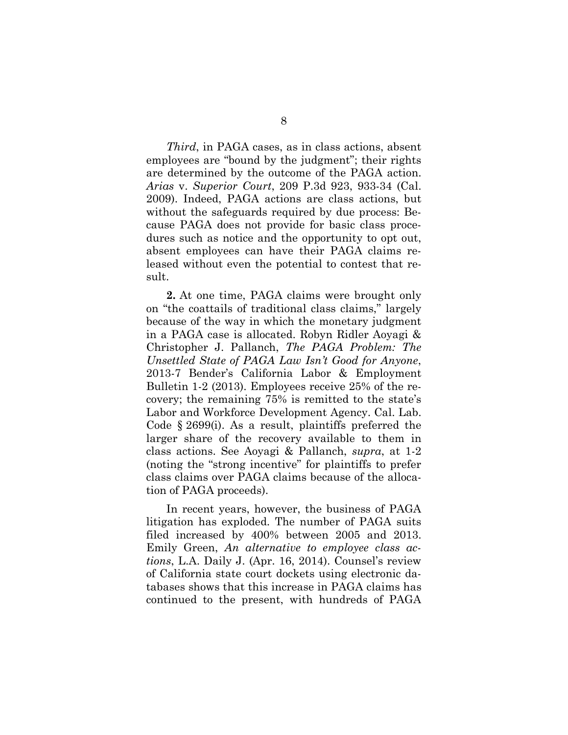*Third*, in PAGA cases, as in class actions, absent employees are "bound by the judgment"; their rights are determined by the outcome of the PAGA action. *Arias* v. *Superior Court*, 209 P.3d 923, 933-34 (Cal. 2009). Indeed, PAGA actions are class actions, but without the safeguards required by due process: Because PAGA does not provide for basic class procedures such as notice and the opportunity to opt out, absent employees can have their PAGA claims released without even the potential to contest that result.

**2.** At one time, PAGA claims were brought only on "the coattails of traditional class claims," largely because of the way in which the monetary judgment in a PAGA case is allocated. Robyn Ridler Aoyagi & Christopher J. Pallanch, *The PAGA Problem: The Unsettled State of PAGA Law Isn't Good for Anyone*, 2013-7 Bender's California Labor & Employment Bulletin 1-2 (2013). Employees receive 25% of the recovery; the remaining 75% is remitted to the state's Labor and Workforce Development Agency. Cal. Lab. Code § 2699(i). As a result, plaintiffs preferred the larger share of the recovery available to them in class actions. See Aoyagi & Pallanch, *supra*, at 1-2 (noting the "strong incentive" for plaintiffs to prefer class claims over PAGA claims because of the allocation of PAGA proceeds).

In recent years, however, the business of PAGA litigation has exploded. The number of PAGA suits filed increased by 400% between 2005 and 2013. Emily Green, *An alternative to employee class actions*, L.A. Daily J. (Apr. 16, 2014). Counsel's review of California state court dockets using electronic databases shows that this increase in PAGA claims has continued to the present, with hundreds of PAGA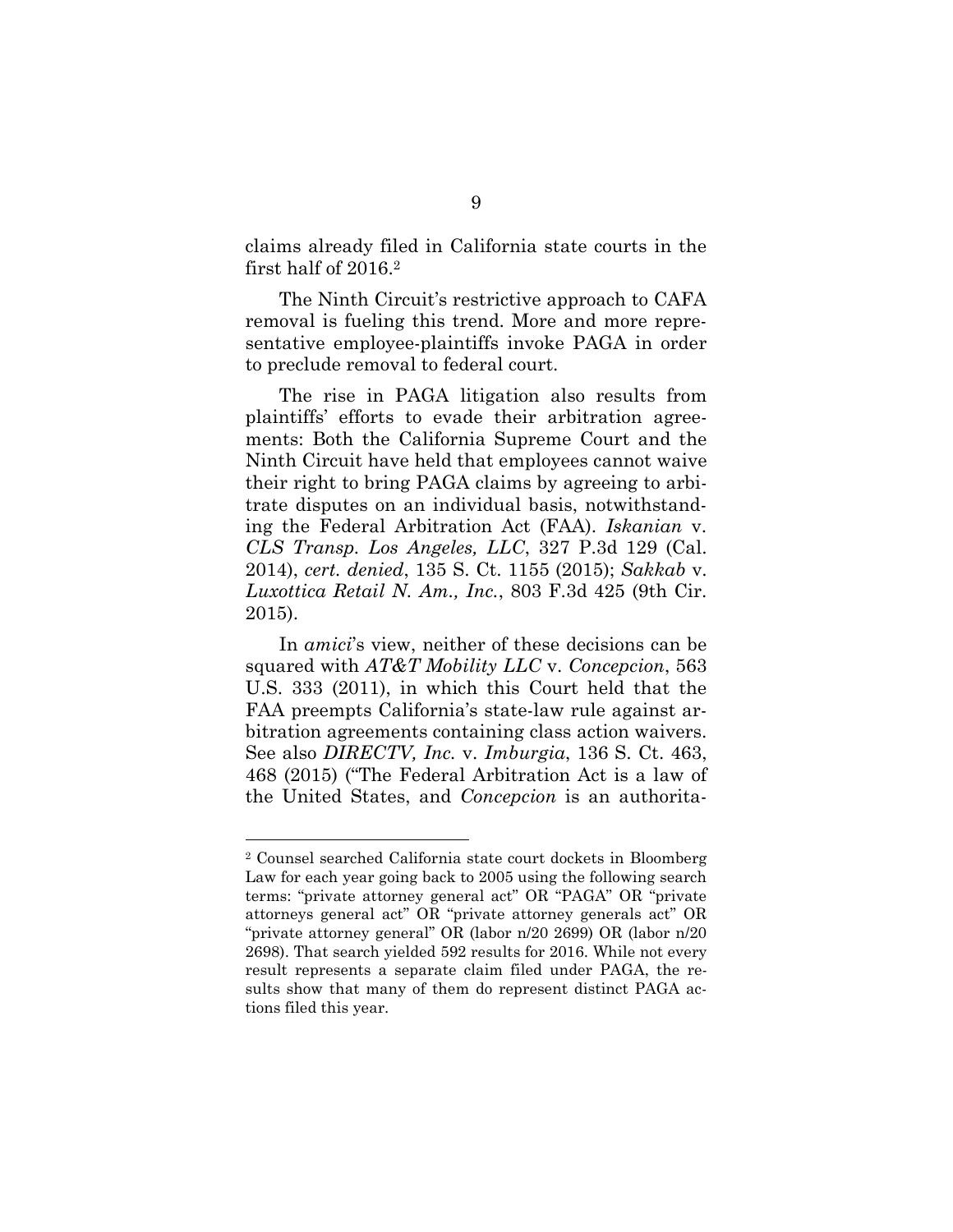claims already filed in California state courts in the first half of 2016.[2]

The Ninth Circuit's restrictive approach to CAFA removal is fueling this trend. More and more representative employee-plaintiffs invoke PAGA in order to preclude removal to federal court.

The rise in PAGA litigation also results from plaintiffs' efforts to evade their arbitration agreements: Both the California Supreme Court and the Ninth Circuit have held that employees cannot waive their right to bring PAGA claims by agreeing to arbitrate disputes on an individual basis, notwithstanding the Federal Arbitration Act (FAA). *Iskanian* v. *CLS Transp. Los Angeles, LLC*, 327 P.3d 129 (Cal. 2014), *cert. denied*, 135 S. Ct. 1155 (2015); *Sakkab* v. *Luxottica Retail N. Am., Inc.*, 803 F.3d 425 (9th Cir. 2015).

In *amici*'s view, neither of these decisions can be squared with *AT&T Mobility LLC* v. *Concepcion*, 563 U.S. 333 (2011), in which this Court held that the FAA preempts California's state-law rule against arbitration agreements containing class action waivers. See also *DIRECTV, Inc.* v. *Imburgia*, 136 S. Ct. 463, 468 (2015) ("The Federal Arbitration Act is a law of the United States, and *Concepcion* is an authorita-

---

[2] Counsel searched California state court dockets in Bloomberg Law for each year going back to 2005 using the following search terms: "private attorney general act" OR "PAGA" OR "private attorneys general act" OR "private attorney generals act" OR "private attorney general" OR (labor n/20 2699) OR (labor n/20 2698). That search yielded 592 results for 2016. While not every result represents a separate claim filed under PAGA, the results show that many of them do represent distinct PAGA actions filed this year.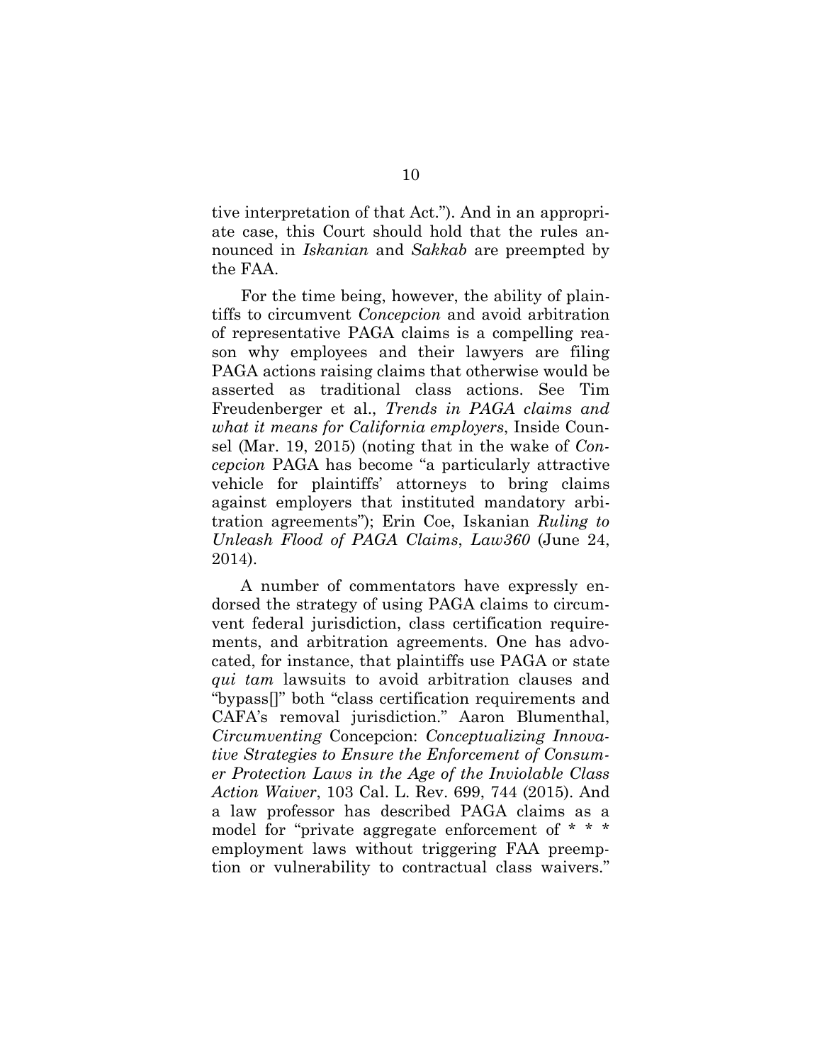tive interpretation of that Act."). And in an appropriate case, this Court should hold that the rules announced in *Iskanian* and *Sakkab* are preempted by the FAA.

For the time being, however, the ability of plaintiffs to circumvent *Concepcion* and avoid arbitration of representative PAGA claims is a compelling reason why employees and their lawyers are filing PAGA actions raising claims that otherwise would be asserted as traditional class actions. See Tim Freudenberger et al., *Trends in PAGA claims and what it means for California employers*, Inside Counsel (Mar. 19, 2015) (noting that in the wake of *Concepcion* PAGA has become "a particularly attractive vehicle for plaintiffs' attorneys to bring claims against employers that instituted mandatory arbitration agreements"); Erin Coe, Iskanian *Ruling to Unleash Flood of PAGA Claims*, *Law360* (June 24, 2014).

A number of commentators have expressly endorsed the strategy of using PAGA claims to circumvent federal jurisdiction, class certification requirements, and arbitration agreements. One has advocated, for instance, that plaintiffs use PAGA or state *qui tam* lawsuits to avoid arbitration clauses and "bypass[]" both "class certification requirements and CAFA's removal jurisdiction." Aaron Blumenthal, *Circumventing* Concepcion: *Conceptualizing Innovative Strategies to Ensure the Enforcement of Consumer Protection Laws in the Age of the Inviolable Class Action Waiver*, 103 Cal. L. Rev. 699, 744 (2015). And a law professor has described PAGA claims as a model for "private aggregate enforcement of * * * employment laws without triggering FAA preemption or vulnerability to contractual class waivers."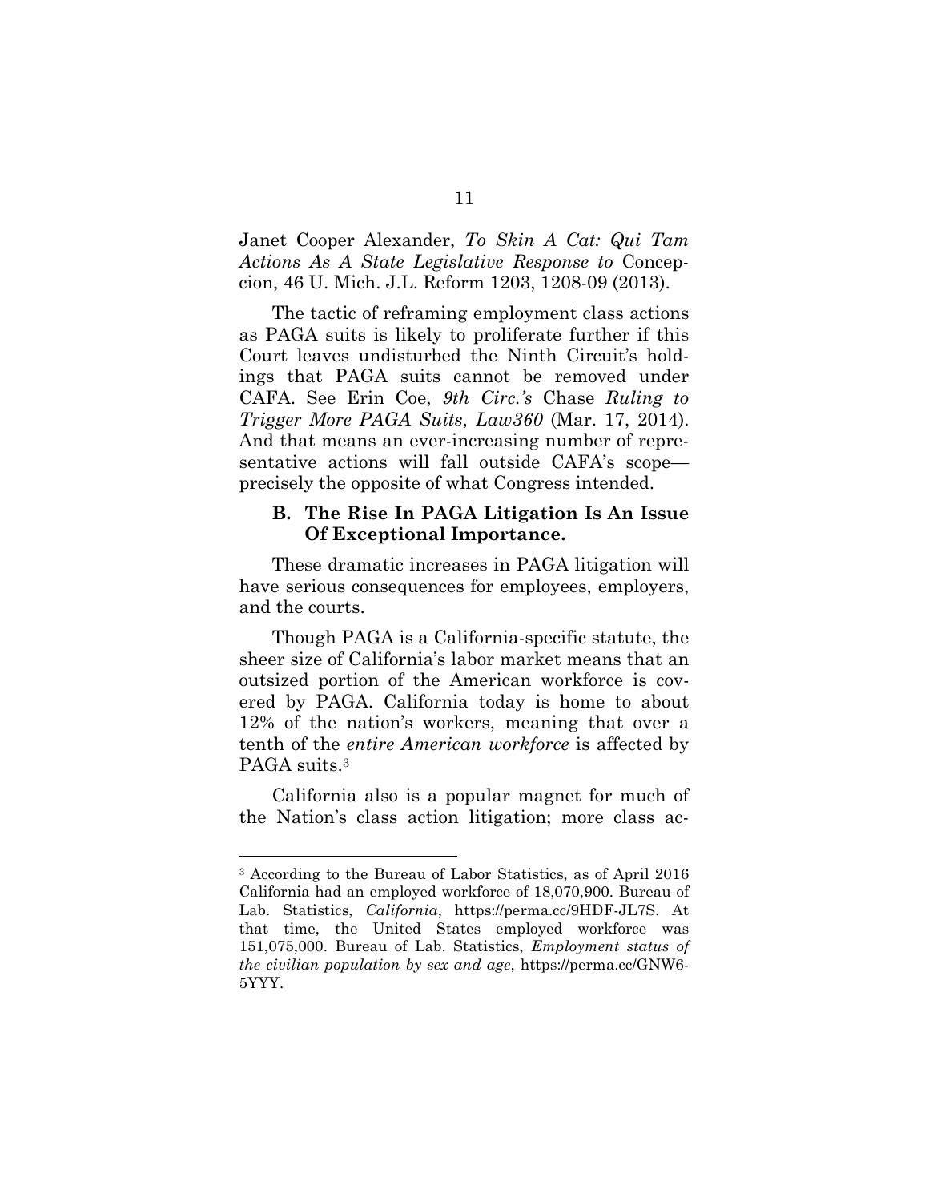Janet Cooper Alexander, *To Skin A Cat: Qui Tam Actions As A State Legislative Response to* Concepcion, 46 U. Mich. J.L. Reform 1203, 1208-09 (2013).

The tactic of reframing employment class actions as PAGA suits is likely to proliferate further if this Court leaves undisturbed the Ninth Circuit's holdings that PAGA suits cannot be removed under CAFA. See Erin Coe, *9th Circ.'s* Chase *Ruling to Trigger More PAGA Suits*, *Law360* (Mar. 17, 2014). And that means an ever-increasing number of representative actions will fall outside CAFA's scope—precisely the opposite of what Congress intended.

### B. The Rise In PAGA Litigation Is An Issue Of Exceptional Importance.

These dramatic increases in PAGA litigation will have serious consequences for employees, employers, and the courts.

Though PAGA is a California-specific statute, the sheer size of California's labor market means that an outsized portion of the American workforce is covered by PAGA. California today is home to about 12% of the nation's workers, meaning that over a tenth of the *entire American workforce* is affected by PAGA suits.[3]

California also is a popular magnet for much of the Nation's class action litigation; more class ac-

---

[3] According to the Bureau of Labor Statistics, as of April 2016 California had an employed workforce of 18,070,900. Bureau of Lab. Statistics, *California*, https://perma.cc/9HDF-JL7S. At that time, the United States employed workforce was 151,075,000. Bureau of Lab. Statistics, *Employment status of the civilian population by sex and age*, https://perma.cc/GNW6-5YYY.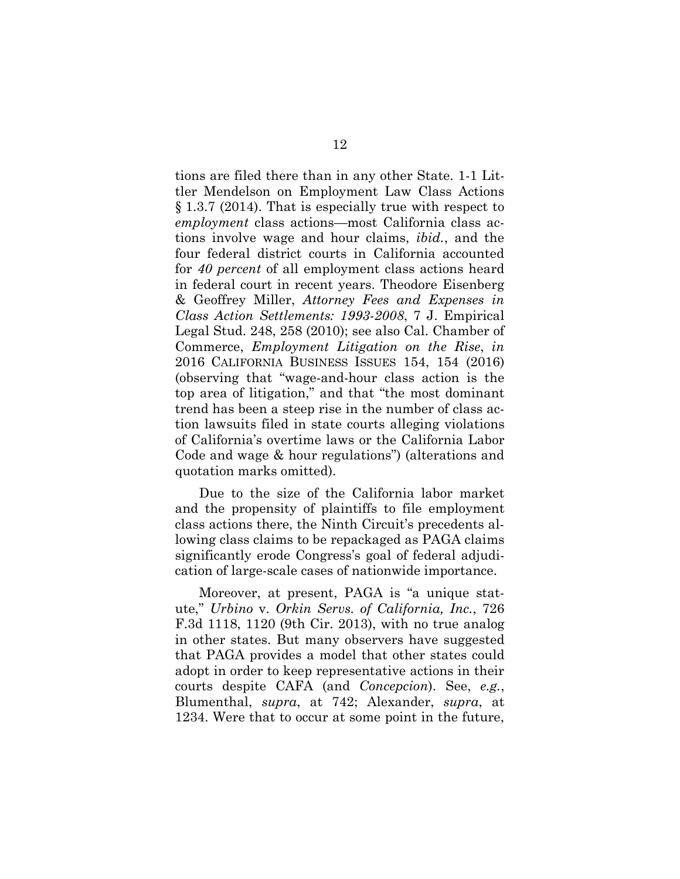tions are filed there than in any other State. 1-1 Littler Mendelson on Employment Law Class Actions § 1.3.7 (2014). That is especially true with respect to *employment* class actions—most California class actions involve wage and hour claims, *ibid.*, and the four federal district courts in California accounted for *40 percent* of all employment class actions heard in federal court in recent years. Theodore Eisenberg & Geoffrey Miller, *Attorney Fees and Expenses in Class Action Settlements: 1993-2008*, 7 J. Empirical Legal Stud. 248, 258 (2010); see also Cal. Chamber of Commerce, *Employment Litigation on the Rise*, *in* 2016 CALIFORNIA BUSINESS ISSUES 154, 154 (2016) (observing that "wage-and-hour class action is the top area of litigation," and that "the most dominant trend has been a steep rise in the number of class action lawsuits filed in state courts alleging violations of California's overtime laws or the California Labor Code and wage & hour regulations") (alterations and quotation marks omitted).

Due to the size of the California labor market and the propensity of plaintiffs to file employment class actions there, the Ninth Circuit's precedents allowing class claims to be repackaged as PAGA claims significantly erode Congress's goal of federal adjudication of large-scale cases of nationwide importance.

Moreover, at present, PAGA is "a unique statute," *Urbino* v. *Orkin Servs. of California, Inc.*, 726 F.3d 1118, 1120 (9th Cir. 2013), with no true analog in other states. But many observers have suggested that PAGA provides a model that other states could adopt in order to keep representative actions in their courts despite CAFA (and *Concepcion*). See, *e.g.*, Blumenthal, *supra*, at 742; Alexander, *supra*, at 1234. Were that to occur at some point in the future,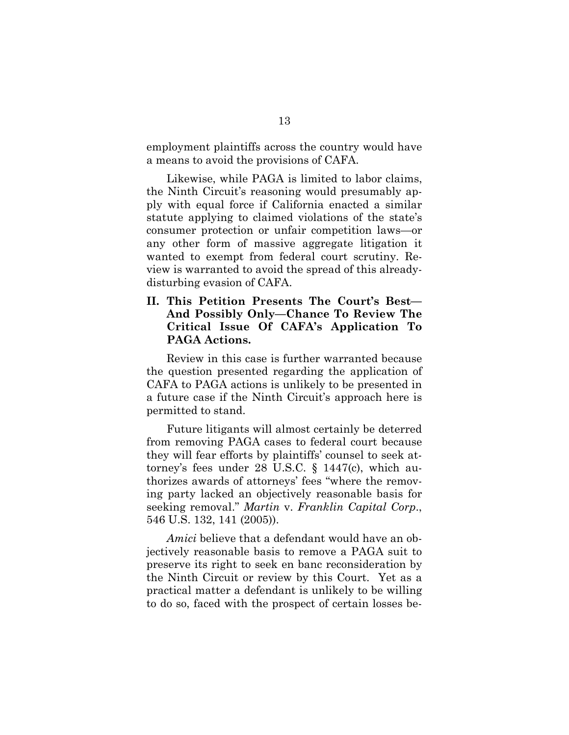employment plaintiffs across the country would have a means to avoid the provisions of CAFA.

Likewise, while PAGA is limited to labor claims, the Ninth Circuit's reasoning would presumably apply with equal force if California enacted a similar statute applying to claimed violations of the state's consumer protection or unfair competition laws—or any other form of massive aggregate litigation it wanted to exempt from federal court scrutiny. Review is warranted to avoid the spread of this already-disturbing evasion of CAFA.

## II. This Petition Presents The Court's Best—And Possibly Only—Chance To Review The Critical Issue Of CAFA's Application To PAGA Actions.

Review in this case is further warranted because the question presented regarding the application of CAFA to PAGA actions is unlikely to be presented in a future case if the Ninth Circuit's approach here is permitted to stand.

Future litigants will almost certainly be deterred from removing PAGA cases to federal court because they will fear efforts by plaintiffs' counsel to seek attorney's fees under 28 U.S.C. § 1447(c), which authorizes awards of attorneys' fees "where the removing party lacked an objectively reasonable basis for seeking removal." *Martin* v. *Franklin Capital Corp.*, 546 U.S. 132, 141 (2005)).

*Amici* believe that a defendant would have an objectively reasonable basis to remove a PAGA suit to preserve its right to seek en banc reconsideration by the Ninth Circuit or review by this Court. Yet as a practical matter a defendant is unlikely to be willing to do so, faced with the prospect of certain losses be-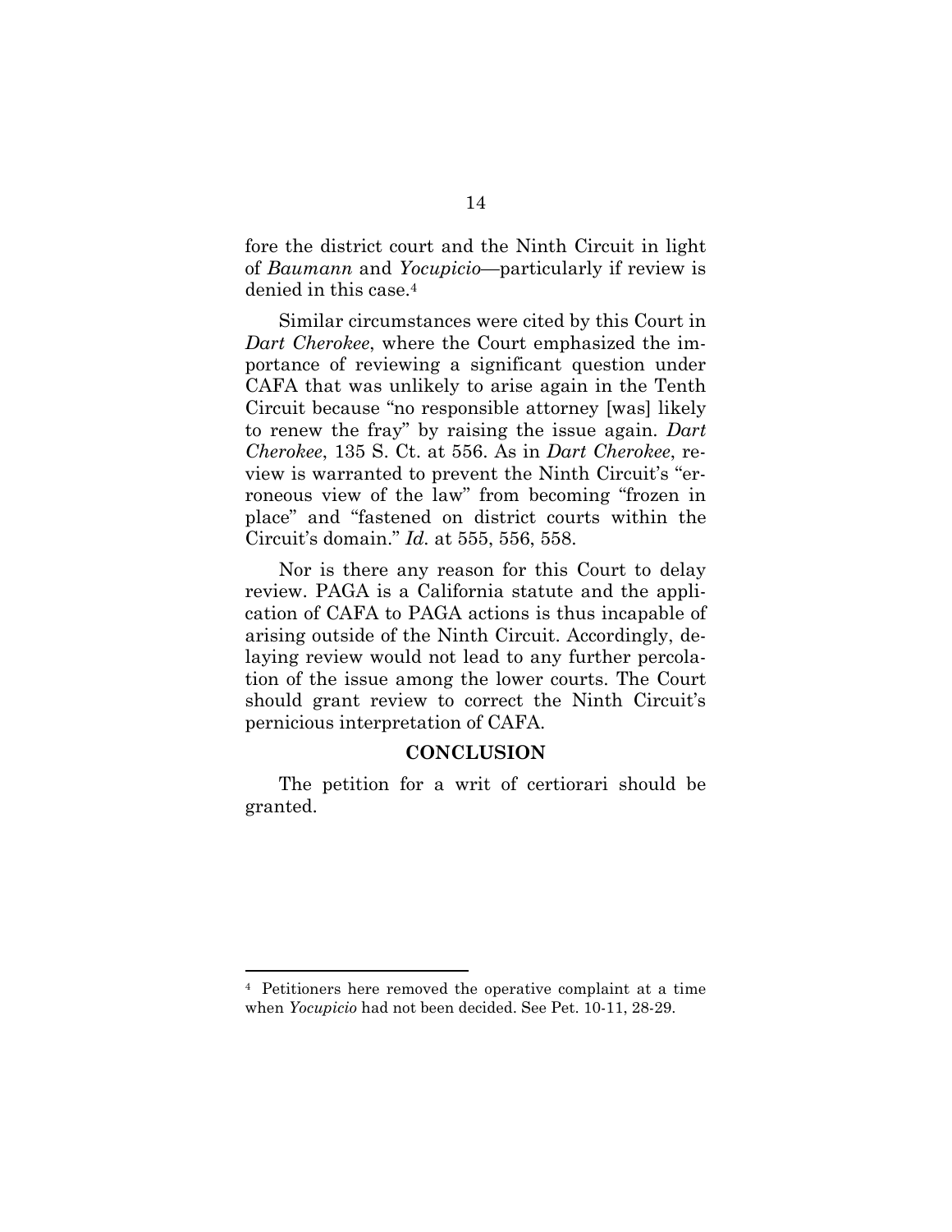fore the district court and the Ninth Circuit in light of *Baumann* and *Yocupicio*—particularly if review is denied in this case.[4]

Similar circumstances were cited by this Court in *Dart Cherokee*, where the Court emphasized the importance of reviewing a significant question under CAFA that was unlikely to arise again in the Tenth Circuit because "no responsible attorney [was] likely to renew the fray" by raising the issue again. *Dart Cherokee*, 135 S. Ct. at 556. As in *Dart Cherokee*, review is warranted to prevent the Ninth Circuit's "erroneous view of the law" from becoming "frozen in place" and "fastened on district courts within the Circuit's domain." *Id.* at 555, 556, 558.

Nor is there any reason for this Court to delay review. PAGA is a California statute and the application of CAFA to PAGA actions is thus incapable of arising outside of the Ninth Circuit. Accordingly, delaying review would not lead to any further percolation of the issue among the lower courts. The Court should grant review to correct the Ninth Circuit's pernicious interpretation of CAFA.

## CONCLUSION

The petition for a writ of certiorari should be granted.

---

[4] Petitioners here removed the operative complaint at a time when *Yocupicio* had not been decided. See Pet. 10-11, 28-29.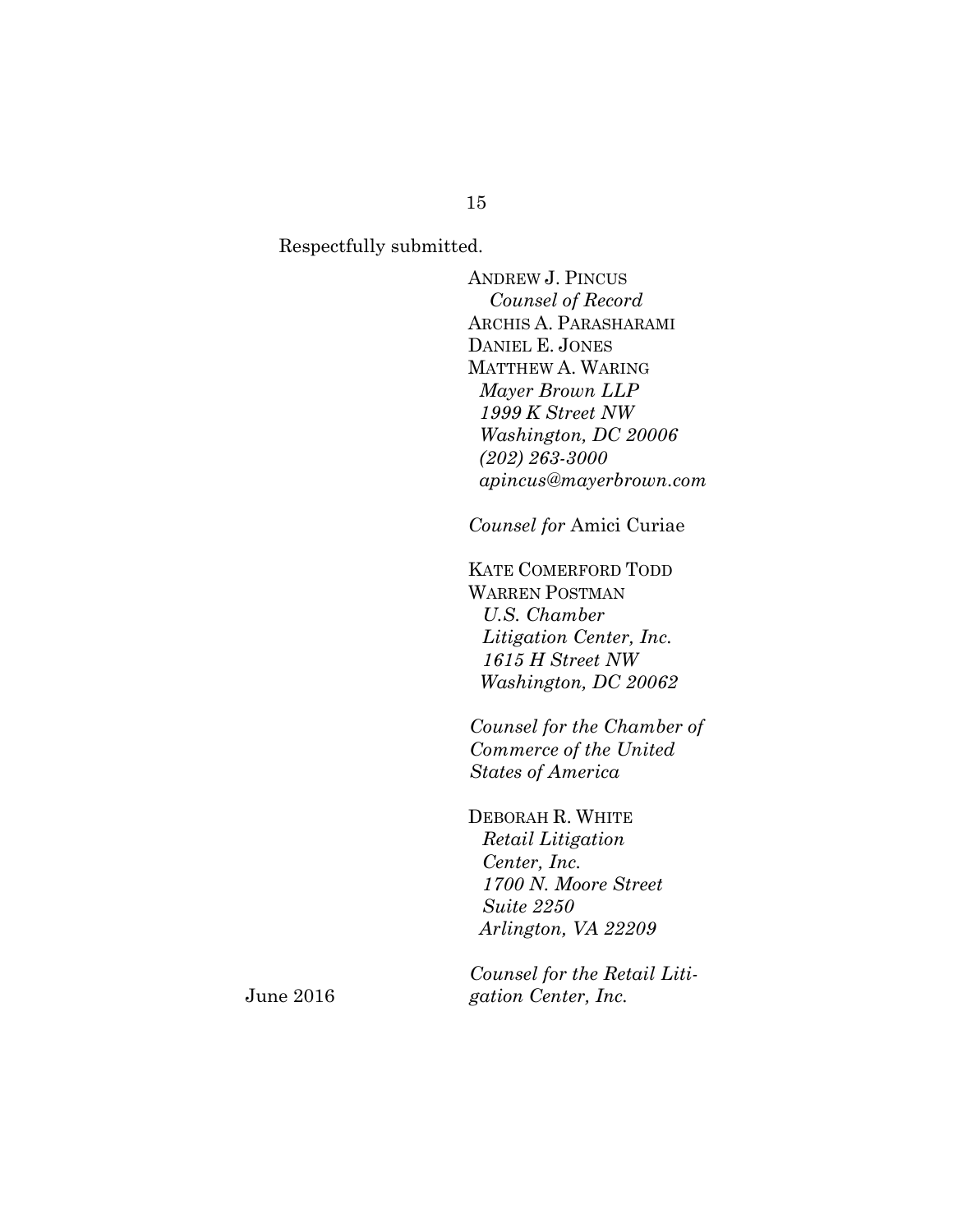Respectfully submitted.

ANDREW J. PINCUS
*Counsel of Record*
ARCHIS A. PARASHARAMI
DANIEL E. JONES
MATTHEW A. WARING
*Mayer Brown LLP*
*1999 K Street NW*
*Washington, DC 20006*
*(202) 263-3000*
*apincus@mayerbrown.com*

*Counsel for* Amici Curiae

KATE COMERFORD TODD
WARREN POSTMAN
*U.S. Chamber*
*Litigation Center, Inc.*
*1615 H Street NW*
*Washington, DC 20062*

*Counsel for the Chamber of Commerce of the United States of America*

DEBORAH R. WHITE
*Retail Litigation*
*Center, Inc.*
*1700 N. Moore Street*
*Suite 2250*
*Arlington, VA 22209*

*Counsel for the Retail Litigation Center, Inc.*

June 2016